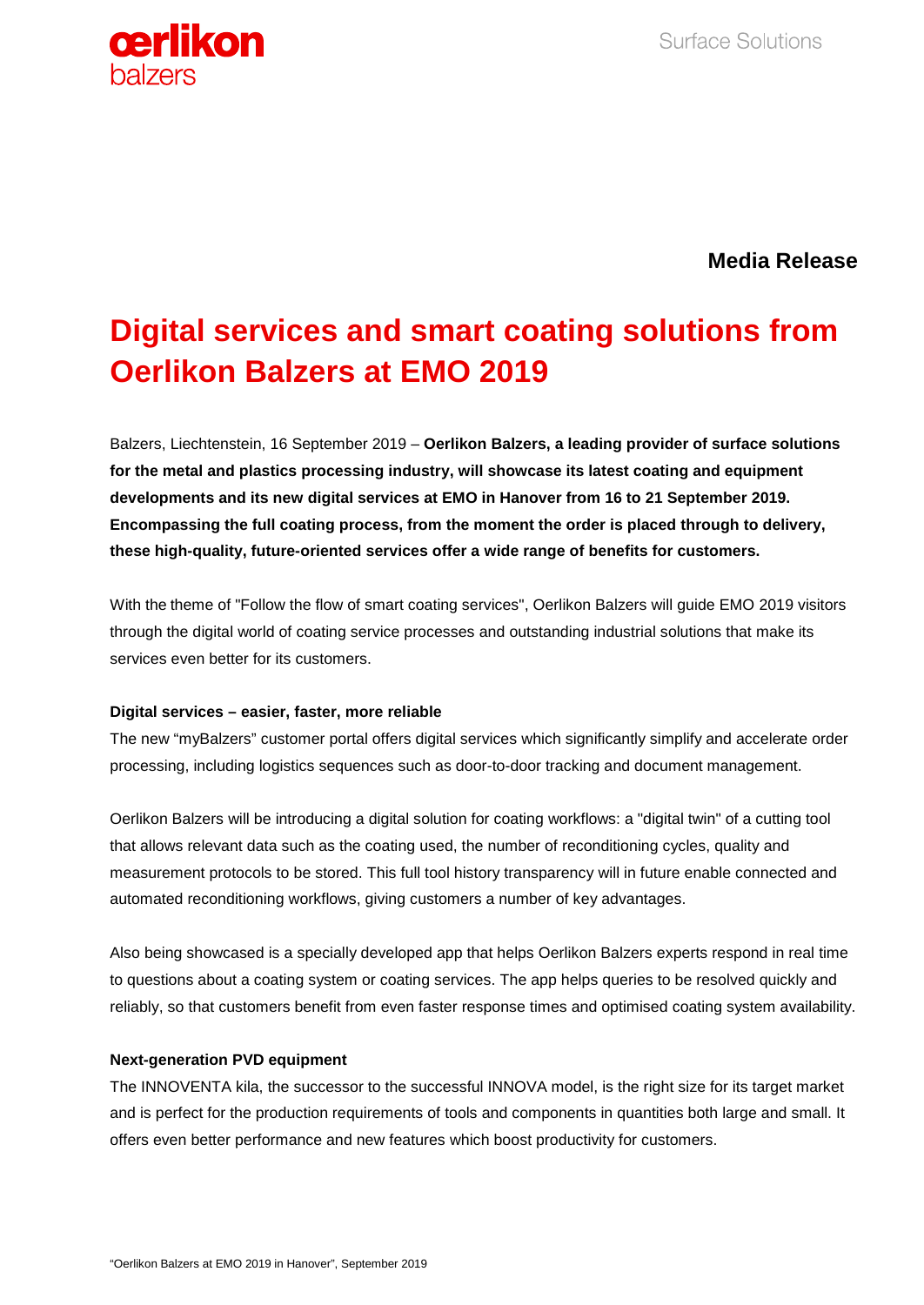**Media Release**

# Digital services and smart coating solutions from Oerlikon Balzers at EMO 2019

Balzers, Liechtenstein, 16 September 2019 – **Oerlikon Balzers, a leading provider of surface solutions for the metal and plastics processing industry, will showcase its latest coating and equipment developments and its new digital services at EMO in Hanover from 16 to 21 September 2019. Encompassing the full coating process, from the moment the order is placed through to delivery, these high-quality, future-oriented services offer a wide range of benefits for customers.**

With the theme of "Follow the flow of smart coating services", Oerlikon Balzers will guide EMO 2019 visitors through the digital world of coating service processes and outstanding industrial solutions that make its services even better for its customers.

**Digital services – easier, faster, more reliable**

The new “myBalzers” customer portal offers digital services which significantly simplify and accelerate order processing, including logistics sequences such as door-to-door tracking and document management.

Oerlikon Balzers will be introducing a digital solution for coating workflows: a "digital twin" of a cutting tool that allows relevant data such as the coating used, the number of reconditioning cycles, quality and measurement protocols to be stored. This full tool history transparency will in future enable connected and automated reconditioning workflows, giving customers a number of key advantages.

Also being showcased is a specially developed app that helps Oerlikon Balzers experts respond in real time to questions about a coating system or coating services. The app helps queries to be resolved quickly and reliably, so that customers benefit from even faster response times and optimised coating system availability.

**Next-generation PVD equipment**

The INNOVENTA kila, the successor to the successful INNOVA model, is the right size for its target market and is perfect for the production requirements of tools and components in quantities both large and small. It offers even better performance and new features which boost productivity for customers.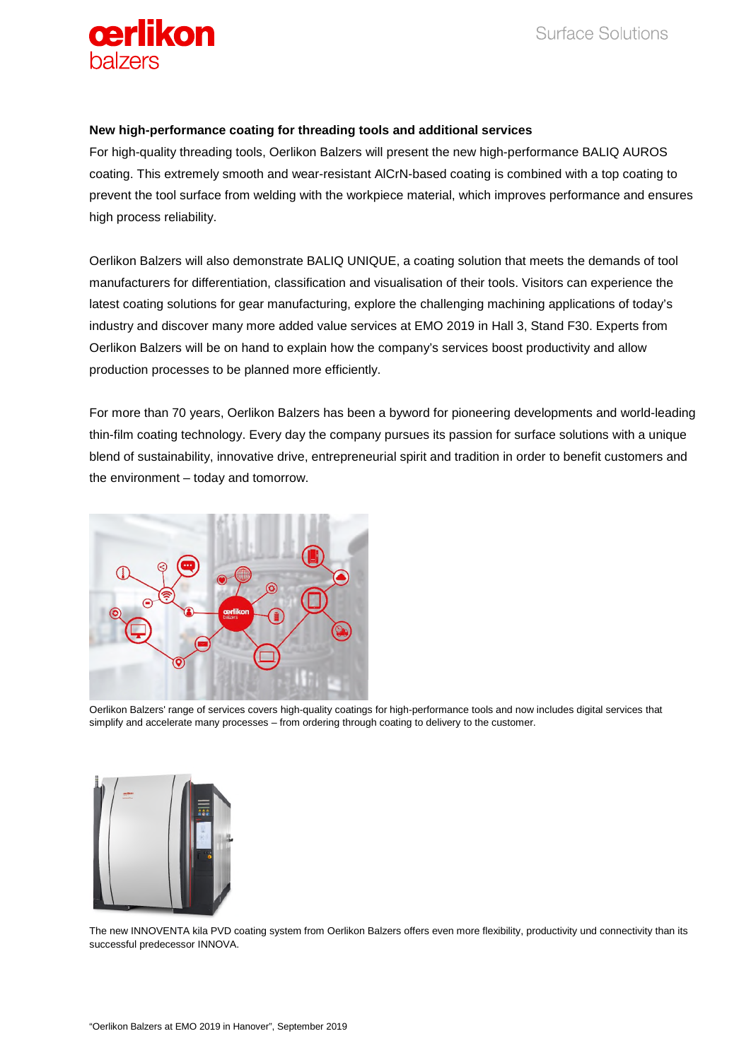### New high-performance coating for threading tools and additional services

For high-quality threading tools, Oerlikon Balzers will present the new high-performance BALIQ AUROS coating. This extremely smooth and wear-resistant AlCrN-based coating is combined with a top coating to prevent the tool surface from welding with the workpiece material, which improves performance and ensures high process reliability.

Oerlikon Balzers will also demonstrate BALIQ UNIQUE, a coating solution that meets the demands of tool manufacturers for differentiation, classification and visualisation of their tools. Visitors can experience the latest coating solutions for gear manufacturing, explore the challenging machining applications of today's industry and discover many more added value services at EMO 2019 in Hall 3, Stand F30. Experts from Oerlikon Balzers will be on hand to explain how the company's services boost productivity and allow production processes to be planned more efficiently.

For more than 70 years, Oerlikon Balzers has been a byword for pioneering developments and world-leading thin-film coating technology. Every day the company pursues its passion for surface solutions with a unique blend of sustainability, innovative drive, entrepreneurial spirit and tradition in order to benefit customers and the environment – today and tomorrow.

Oerlikon Balzers' range of services covers high-quality coatings for high-performance tools and now includes digital services that simplify and accelerate many processes – from ordering through coating to delivery to the customer.

The new INNOVENTA kila PVD coating system from Oerlikon Balzers offers even more flexibility, productivity und connectivity than its successful predecessor INNOVA.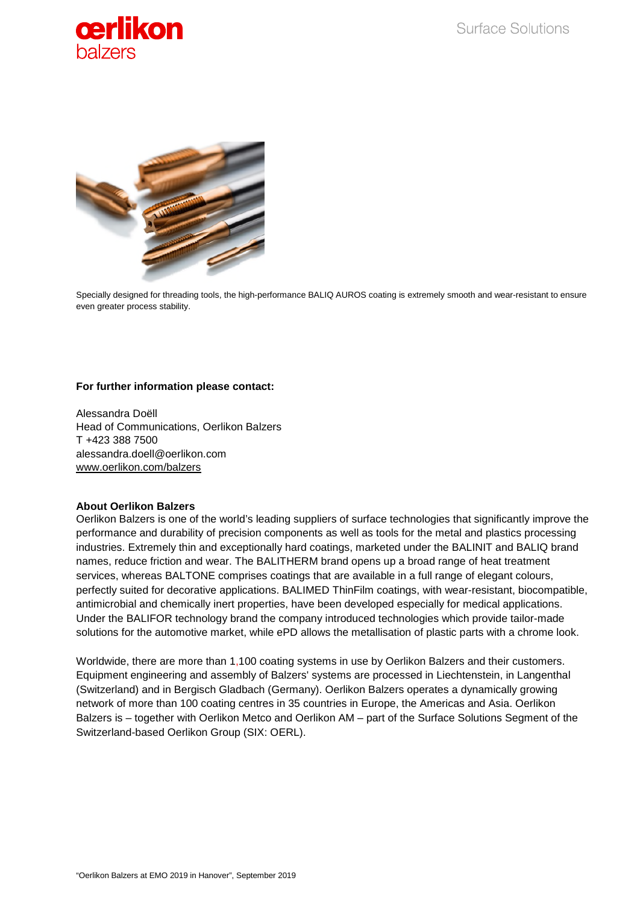Specially designed for threading tools, the high-performance BALIQ AUROS coating is extremely smooth and wear-resistant to ensure even greater process stability.

**For further information please contact:**

Alessandra Doëll
Head of Communications, Oerlikon Balzers
T +423 388 7500
alessandra.doell@oerlikon.com
www.oerlikon.com/balzers

**About Oerlikon Balzers**

Oerlikon Balzers is one of the world's leading suppliers of surface technologies that significantly improve the performance and durability of precision components as well as tools for the metal and plastics processing industries. Extremely thin and exceptionally hard coatings, marketed under the BALINIT and BALIQ brand names, reduce friction and wear. The BALITHERM brand opens up a broad range of heat treatment services, whereas BALTONE comprises coatings that are available in a full range of elegant colours, perfectly suited for decorative applications. BALIMED ThinFilm coatings, with wear-resistant, biocompatible, antimicrobial and chemically inert properties, have been developed especially for medical applications. Under the BALIFOR technology brand the company introduced technologies which provide tailor-made solutions for the automotive market, while ePD allows the metallisation of plastic parts with a chrome look.

Worldwide, there are more than 1,100 coating systems in use by Oerlikon Balzers and their customers. Equipment engineering and assembly of Balzers' systems are processed in Liechtenstein, in Langenthal (Switzerland) and in Bergisch Gladbach (Germany). Oerlikon Balzers operates a dynamically growing network of more than 100 coating centres in 35 countries in Europe, the Americas and Asia. Oerlikon Balzers is – together with Oerlikon Metco and Oerlikon AM – part of the Surface Solutions Segment of the Switzerland-based Oerlikon Group (SIX: OERL).